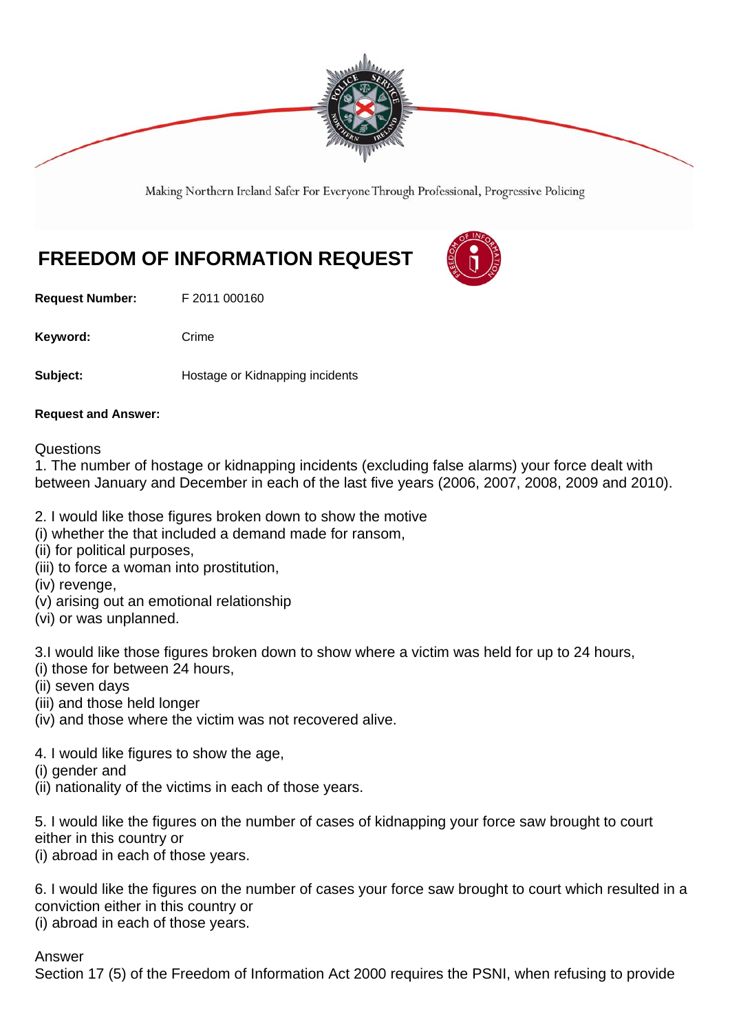Making Northern Ireland Safer For Everyone Through Professional, Progressive Policing

# FREEDOM OF INFORMATION REQUEST

**Request Number:** F 2011 000160

**Keyword:** Crime

**Subject:** Hostage or Kidnapping incidents

**Request and Answer:**

Questions

1. The number of hostage or kidnapping incidents (excluding false alarms) your force dealt with between January and December in each of the last five years (2006, 2007, 2008, 2009 and 2010).

2. I would like those figures broken down to show the motive
(i) whether the that included a demand made for ransom,
(ii) for political purposes,
(iii) to force a woman into prostitution,
(iv) revenge,
(v) arising out an emotional relationship
(vi) or was unplanned.

3.I would like those figures broken down to show where a victim was held for up to 24 hours,
(i) those for between 24 hours,
(ii) seven days
(iii) and those held longer
(iv) and those where the victim was not recovered alive.

4. I would like figures to show the age,
(i) gender and
(ii) nationality of the victims in each of those years.

5. I would like the figures on the number of cases of kidnapping your force saw brought to court either in this country or
(i) abroad in each of those years.

6. I would like the figures on the number of cases your force saw brought to court which resulted in a conviction either in this country or
(i) abroad in each of those years.

Answer

Section 17 (5) of the Freedom of Information Act 2000 requires the PSNI, when refusing to provide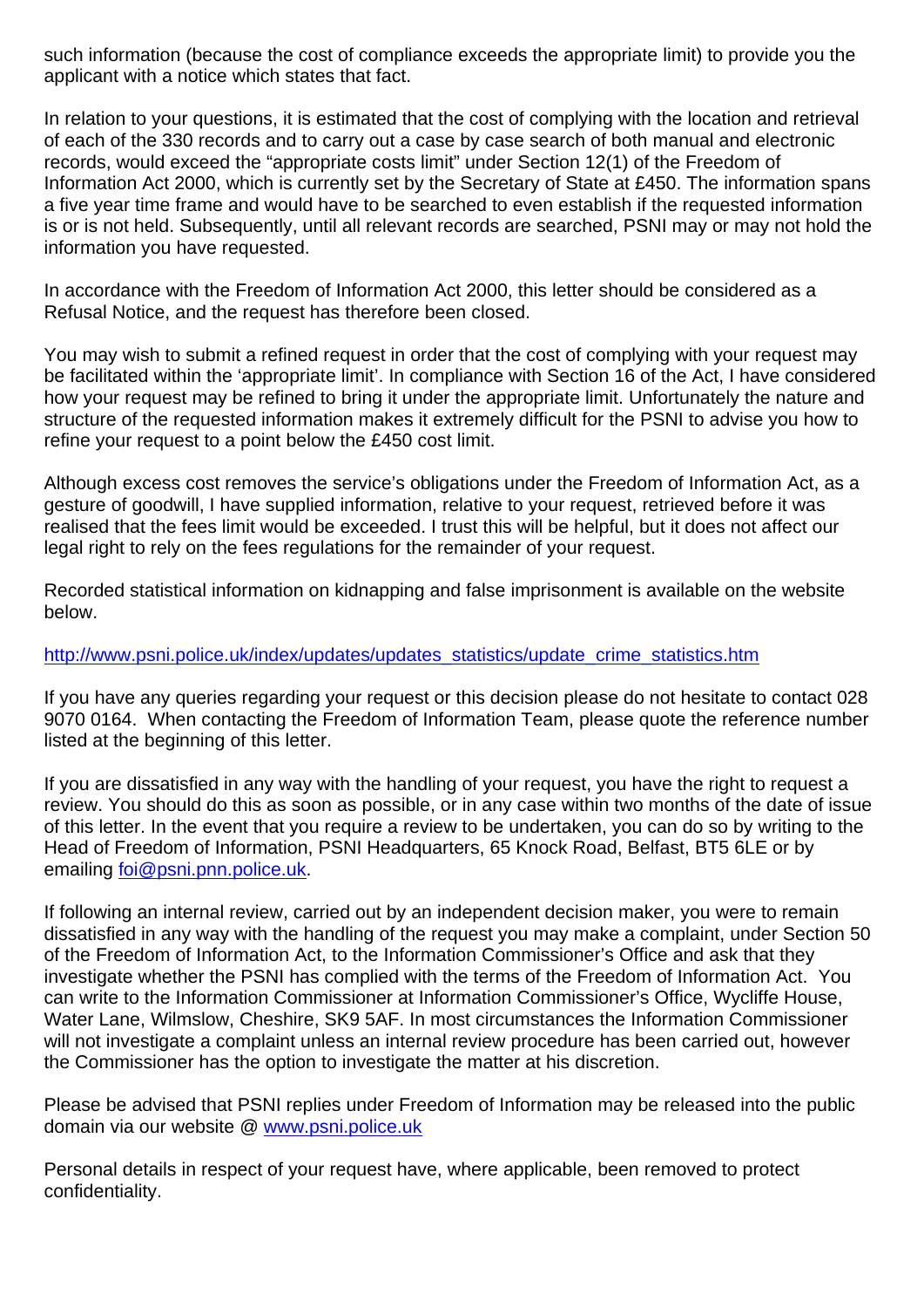such information (because the cost of compliance exceeds the appropriate limit) to provide you the applicant with a notice which states that fact.

In relation to your questions, it is estimated that the cost of complying with the location and retrieval of each of the 330 records and to carry out a case by case search of both manual and electronic records, would exceed the "appropriate costs limit" under Section 12(1) of the Freedom of Information Act 2000, which is currently set by the Secretary of State at £450. The information spans a five year time frame and would have to be searched to even establish if the requested information is or is not held. Subsequently, until all relevant records are searched, PSNI may or may not hold the information you have requested.

In accordance with the Freedom of Information Act 2000, this letter should be considered as a Refusal Notice, and the request has therefore been closed.

You may wish to submit a refined request in order that the cost of complying with your request may be facilitated within the 'appropriate limit'. In compliance with Section 16 of the Act, I have considered how your request may be refined to bring it under the appropriate limit. Unfortunately the nature and structure of the requested information makes it extremely difficult for the PSNI to advise you how to refine your request to a point below the £450 cost limit.

Although excess cost removes the service's obligations under the Freedom of Information Act, as a gesture of goodwill, I have supplied information, relative to your request, retrieved before it was realised that the fees limit would be exceeded. I trust this will be helpful, but it does not affect our legal right to rely on the fees regulations for the remainder of your request.

Recorded statistical information on kidnapping and false imprisonment is available on the website below.

http://www.psni.police.uk/index/updates/updates_statistics/update_crime_statistics.htm

If you have any queries regarding your request or this decision please do not hesitate to contact 028 9070 0164. When contacting the Freedom of Information Team, please quote the reference number listed at the beginning of this letter.

If you are dissatisfied in any way with the handling of your request, you have the right to request a review. You should do this as soon as possible, or in any case within two months of the date of issue of this letter. In the event that you require a review to be undertaken, you can do so by writing to the Head of Freedom of Information, PSNI Headquarters, 65 Knock Road, Belfast, BT5 6LE or by emailing foi@psni.pnn.police.uk.

If following an internal review, carried out by an independent decision maker, you were to remain dissatisfied in any way with the handling of the request you may make a complaint, under Section 50 of the Freedom of Information Act, to the Information Commissioner's Office and ask that they investigate whether the PSNI has complied with the terms of the Freedom of Information Act. You can write to the Information Commissioner at Information Commissioner's Office, Wycliffe House, Water Lane, Wilmslow, Cheshire, SK9 5AF. In most circumstances the Information Commissioner will not investigate a complaint unless an internal review procedure has been carried out, however the Commissioner has the option to investigate the matter at his discretion.

Please be advised that PSNI replies under Freedom of Information may be released into the public domain via our website @ www.psni.police.uk

Personal details in respect of your request have, where applicable, been removed to protect confidentiality.